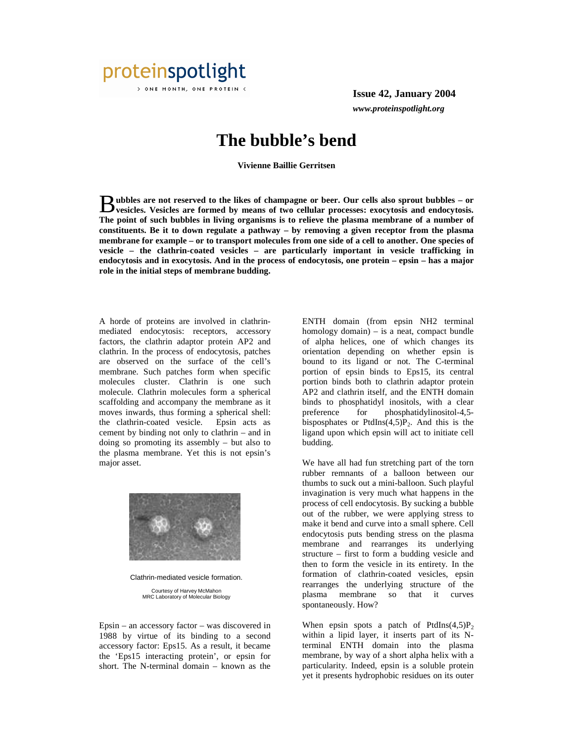# The bubble's bend

**Vivienne Baillie Gerritsen**

**Bubbles are not reserved to the likes of champagne or beer. Our cells also sprout bubbles – or vesicles. Vesicles are formed by means of two cellular processes: exocytosis and endocytosis. The point of such bubbles in living organisms is to relieve the plasma membrane of a number of constituents. Be it to down regulate a pathway – by removing a given receptor from the plasma membrane for example – or to transport molecules from one side of a cell to another. One species of vesicle – the clathrin-coated vesicles – are particularly important in vesicle trafficking in endocytosis and in exocytosis. And in the process of endocytosis, one protein – epsin – has a major role in the initial steps of membrane budding.**

A horde of proteins are involved in clathrin-mediated endocytosis: receptors, accessory factors, the clathrin adaptor protein AP2 and clathrin. In the process of endocytosis, patches are observed on the surface of the cell's membrane. Such patches form when specific molecules cluster. Clathrin is one such molecule. Clathrin molecules form a spherical scaffolding and accompany the membrane as it moves inwards, thus forming a spherical shell: the clathrin-coated vesicle. Epsin acts as cement by binding not only to clathrin – and in doing so promoting its assembly – but also to the plasma membrane. Yet this is not epsin's major asset.

Clathrin-mediated vesicle formation.

Courtesy of Harvey McMahon
MRC Laboratory of Molecular Biology

Epsin – an accessory factor – was discovered in 1988 by virtue of its binding to a second accessory factor: Eps15. As a result, it became the 'Eps15 interacting protein', or epsin for short. The N-terminal domain – known as the ENTH domain (from epsin NH2 terminal homology domain) – is a neat, compact bundle of alpha helices, one of which changes its orientation depending on whether epsin is bound to its ligand or not. The C-terminal portion of epsin binds to Eps15, its central portion binds both to clathrin adaptor protein AP2 and clathrin itself, and the ENTH domain binds to phosphatidyl inositols, with a clear preference for phosphatidylinositol-4,5-bisposphates or PtdIns(4,5)$P_2$. And this is the ligand upon which epsin will act to initiate cell budding.

We have all had fun stretching part of the torn rubber remnants of a balloon between our thumbs to suck out a mini-balloon. Such playful invagination is very much what happens in the process of cell endocytosis. By sucking a bubble out of the rubber, we were applying stress to make it bend and curve into a small sphere. Cell endocytosis puts bending stress on the plasma membrane and rearranges its underlying structure – first to form a budding vesicle and then to form the vesicle in its entirety. In the formation of clathrin-coated vesicles, epsin rearranges the underlying structure of the plasma membrane so that it curves spontaneously. How?

When epsin spots a patch of PtdIns(4,5)$P_2$ within a lipid layer, it inserts part of its N-terminal ENTH domain into the plasma membrane, by way of a short alpha helix with a particularity. Indeed, epsin is a soluble protein yet it presents hydrophobic residues on its outer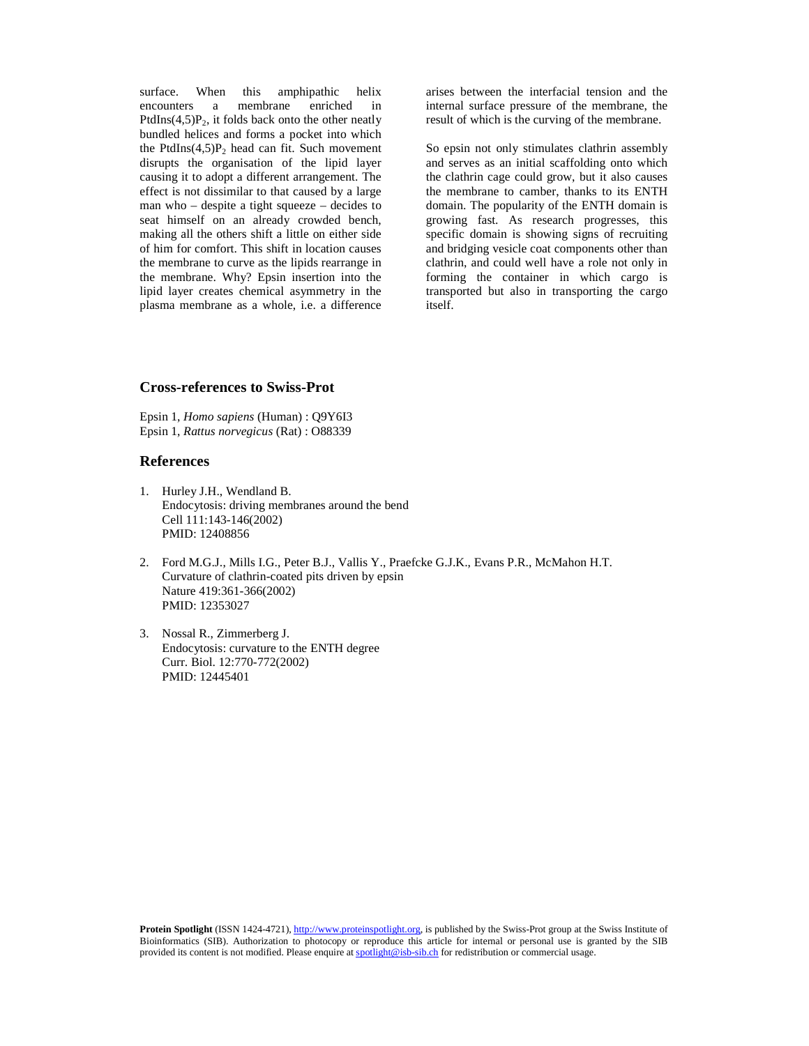surface. When this amphipathic helix encounters a membrane enriched in PtdIns(4,5)$P_2$, it folds back onto the other neatly bundled helices and forms a pocket into which the PtdIns(4,5)$P_2$ head can fit. Such movement disrupts the organisation of the lipid layer causing it to adopt a different arrangement. The effect is not dissimilar to that caused by a large man who – despite a tight squeeze – decides to seat himself on an already crowded bench, making all the others shift a little on either side of him for comfort. This shift in location causes the membrane to curve as the lipids rearrange in the membrane. Why? Epsin insertion into the lipid layer creates chemical asymmetry in the plasma membrane as a whole, i.e. a difference arises between the interfacial tension and the internal surface pressure of the membrane, the result of which is the curving of the membrane.

So epsin not only stimulates clathrin assembly and serves as an initial scaffolding onto which the clathrin cage could grow, but it also causes the membrane to camber, thanks to its ENTH domain. The popularity of the ENTH domain is growing fast. As research progresses, this specific domain is showing signs of recruiting and bridging vesicle coat components other than clathrin, and could well have a role not only in forming the container in which cargo is transported but also in transporting the cargo itself.

## Cross-references to Swiss-Prot

Epsin 1, *Homo sapiens* (Human) : Q9Y6I3
Epsin 1, *Rattus norvegicus* (Rat) : O88339

## References

1. Hurley J.H., Wendland B.
   Endocytosis: driving membranes around the bend
   Cell 111:143-146(2002)
   PMID: 12408856

2. Ford M.G.J., Mills I.G., Peter B.J., Vallis Y., Praefcke G.J.K., Evans P.R., McMahon H.T.
   Curvature of clathrin-coated pits driven by epsin
   Nature 419:361-366(2002)
   PMID: 12353027

3. Nossal R., Zimmerberg J.
   Endocytosis: curvature to the ENTH degree
   Curr. Biol. 12:770-772(2002)
   PMID: 12445401

**Protein Spotlight** (ISSN 1424-4721), http://www.proteinspotlight.org, is published by the Swiss-Prot group at the Swiss Institute of Bioinformatics (SIB). Authorization to photocopy or reproduce this article for internal or personal use is granted by the SIB provided its content is not modified. Please enquire at spotlight@isb-sib.ch for redistribution or commercial usage.